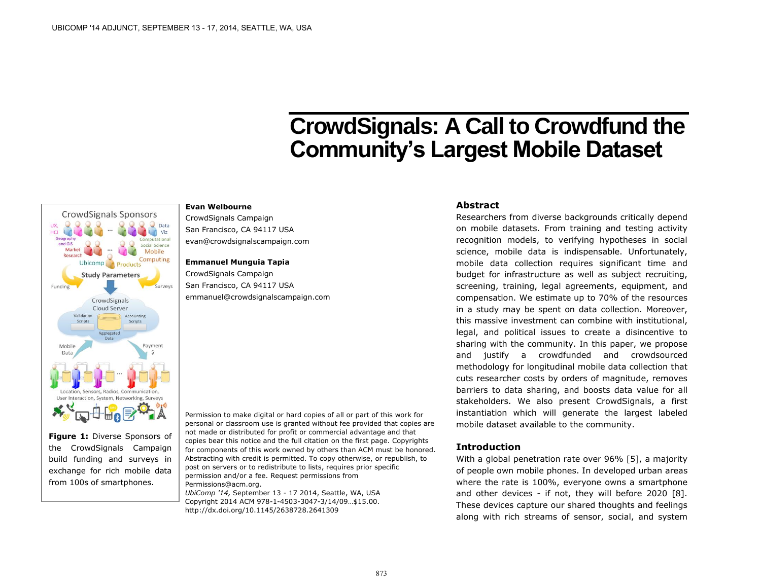# CrowdSignals: A Call to Crowdfund the Community's Largest Mobile Dataset

**Evan Welbourne**
CrowdSignals Campaign
San Francisco, CA 94117 USA
evan@crowdsignalscampaign.com

**Emmanuel Munguia Tapia**
CrowdSignals Campaign
San Francisco, CA 94117 USA
emmanuel@crowdsignalscampaign.com

**Figure 1:** Diverse Sponsors of the CrowdSignals Campaign build funding and surveys in exchange for rich mobile data from 100s of smartphones.

Permission to make digital or hard copies of all or part of this work for personal or classroom use is granted without fee provided that copies are not made or distributed for profit or commercial advantage and that copies bear this notice and the full citation on the first page. Copyrights for components of this work owned by others than ACM must be honored. Abstracting with credit is permitted. To copy otherwise, or republish, to post on servers or to redistribute to lists, requires prior specific permission and/or a fee. Request permissions from Permissions@acm.org.
*UbiComp '14,* September 13 - 17 2014, Seattle, WA, USA
Copyright 2014 ACM 978-1-4503-3047-3/14/09…$15.00.
http://dx.doi.org/10.1145/2638728.2641309

## Abstract

Researchers from diverse backgrounds critically depend on mobile datasets. From training and testing activity recognition models, to verifying hypotheses in social science, mobile data is indispensable. Unfortunately, mobile data collection requires significant time and budget for infrastructure as well as subject recruiting, screening, training, legal agreements, equipment, and compensation. We estimate up to 70% of the resources in a study may be spent on data collection. Moreover, this massive investment can combine with institutional, legal, and political issues to create a disincentive to sharing with the community. In this paper, we propose and justify a crowdfunded and crowdsourced methodology for longitudinal mobile data collection that cuts researcher costs by orders of magnitude, removes barriers to data sharing, and boosts data value for all stakeholders. We also present CrowdSignals, a first instantiation which will generate the largest labeled mobile dataset available to the community.

## Introduction

With a global penetration rate over 96% [5], a majority of people own mobile phones. In developed urban areas where the rate is 100%, everyone owns a smartphone and other devices - if not, they will before 2020 [8]. These devices capture our shared thoughts and feelings along with rich streams of sensor, social, and system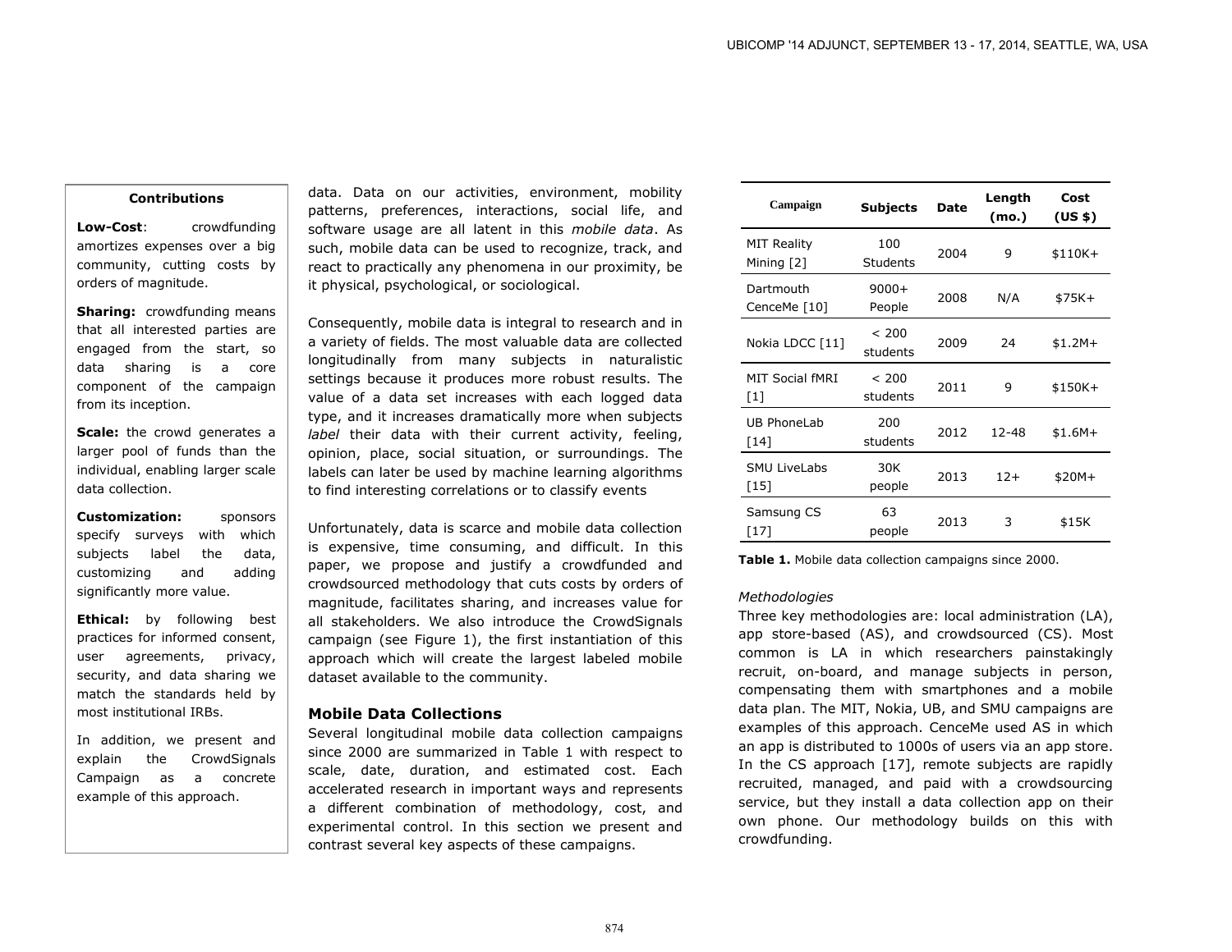**Contributions**

**Low-Cost**: crowdfunding amortizes expenses over a big community, cutting costs by orders of magnitude.

**Sharing:** crowdfunding means that all interested parties are engaged from the start, so data sharing is a core component of the campaign from its inception.

**Scale:** the crowd generates a larger pool of funds than the individual, enabling larger scale data collection.

**Customization:** sponsors specify surveys with which subjects label the data, customizing and adding significantly more value.

**Ethical:** by following best practices for informed consent, user agreements, privacy, security, and data sharing we match the standards held by most institutional IRBs.

In addition, we present and explain the CrowdSignals Campaign as a concrete example of this approach.

data. Data on our activities, environment, mobility patterns, preferences, interactions, social life, and software usage are all latent in this *mobile data*. As such, mobile data can be used to recognize, track, and react to practically any phenomena in our proximity, be it physical, psychological, or sociological.

Consequently, mobile data is integral to research and in a variety of fields. The most valuable data are collected longitudinally from many subjects in naturalistic settings because it produces more robust results. The value of a data set increases with each logged data type, and it increases dramatically more when subjects *label* their data with their current activity, feeling, opinion, place, social situation, or surroundings. The labels can later be used by machine learning algorithms to find interesting correlations or to classify events

Unfortunately, data is scarce and mobile data collection is expensive, time consuming, and difficult. In this paper, we propose and justify a crowdfunded and crowdsourced methodology that cuts costs by orders of magnitude, facilitates sharing, and increases value for all stakeholders. We also introduce the CrowdSignals campaign (see Figure 1), the first instantiation of this approach which will create the largest labeled mobile dataset available to the community.

## Mobile Data Collections

Several longitudinal mobile data collection campaigns since 2000 are summarized in Table 1 with respect to scale, date, duration, and estimated cost. Each accelerated research in important ways and represents a different combination of methodology, cost, and experimental control. In this section we present and contrast several key aspects of these campaigns.

| Campaign | Subjects | Date | Length (mo.) | Cost (US $) |
|---|---|---|---|---|
| MIT Reality Mining [2] | 100 Students | 2004 | 9 | $110K+ |
| Dartmouth CenceMe [10] | 9000+ People | 2008 | N/A | $75K+ |
| Nokia LDCC [11] | < 200 students | 2009 | 24 | $1.2M+ |
| MIT Social fMRI [1] | < 200 students | 2011 | 9 | $150K+ |
| UB PhoneLab [14] | 200 students | 2012 | 12-48 | $1.6M+ |
| SMU LiveLabs [15] | 30K people | 2013 | 12+ | $20M+ |
| Samsung CS [17] | 63 people | 2013 | 3 | $15K |

**Table 1.** Mobile data collection campaigns since 2000.

*Methodologies*

Three key methodologies are: local administration (LA), app store-based (AS), and crowdsourced (CS). Most common is LA in which researchers painstakingly recruit, on-board, and manage subjects in person, compensating them with smartphones and a mobile data plan. The MIT, Nokia, UB, and SMU campaigns are examples of this approach. CenceMe used AS in which an app is distributed to 1000s of users via an app store. In the CS approach [17], remote subjects are rapidly recruited, managed, and paid with a crowdsourcing service, but they install a data collection app on their own phone. Our methodology builds on this with crowdfunding.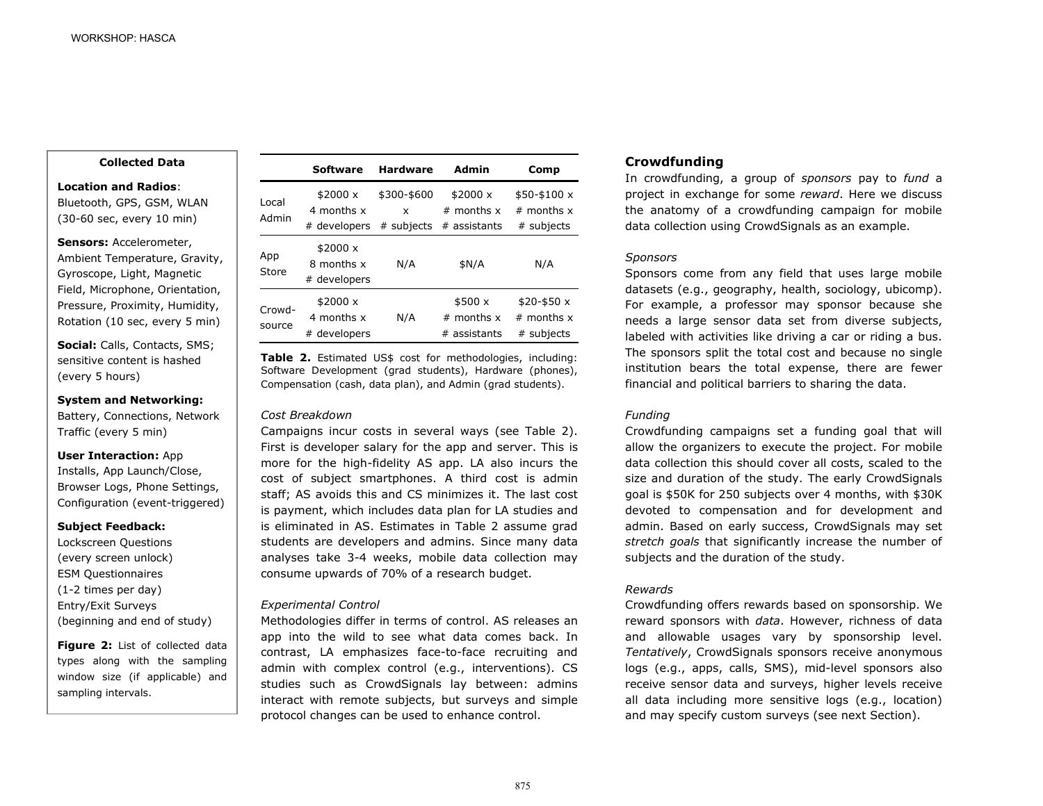**Collected Data**

**Location and Radios**: Bluetooth, GPS, GSM, WLAN (30-60 sec, every 10 min)

**Sensors:** Accelerometer, Ambient Temperature, Gravity, Gyroscope, Light, Magnetic Field, Microphone, Orientation, Pressure, Proximity, Humidity, Rotation (10 sec, every 5 min)

**Social:** Calls, Contacts, SMS; sensitive content is hashed (every 5 hours)

**System and Networking:** Battery, Connections, Network Traffic (every 5 min)

**User Interaction:** App Installs, App Launch/Close, Browser Logs, Phone Settings, Configuration (event-triggered)

**Subject Feedback:**
Lockscreen Questions (every screen unlock)
ESM Questionnaires (1-2 times per day)
Entry/Exit Surveys (beginning and end of study)

**Figure 2:** List of collected data types along with the sampling window size (if applicable) and sampling intervals.

| | Software | Hardware | Admin | Comp |
|---|---|---|---|---|
| Local Admin | \$2000 x 4 months x # developers | \$300-\$600 x # subjects | \$2000 x # months x # assistants | \$50-\$100 x # months x # subjects |
| App Store | \$2000 x 8 months x # developers | N/A | \$N/A | N/A |
| Crowd-source | \$2000 x 4 months x # developers | N/A | \$500 x # months x # assistants | \$20-\$50 x # months x # subjects |

**Table 2.** Estimated US\$ cost for methodologies, including: Software Development (grad students), Hardware (phones), Compensation (cash, data plan), and Admin (grad students).

*Cost Breakdown*

Campaigns incur costs in several ways (see Table 2). First is developer salary for the app and server. This is more for the high-fidelity AS app. LA also incurs the cost of subject smartphones. A third cost is admin staff; AS avoids this and CS minimizes it. The last cost is payment, which includes data plan for LA studies and is eliminated in AS. Estimates in Table 2 assume grad students are developers and admins. Since many data analyses take 3-4 weeks, mobile data collection may consume upwards of 70% of a research budget.

*Experimental Control*

Methodologies differ in terms of control. AS releases an app into the wild to see what data comes back. In contrast, LA emphasizes face-to-face recruiting and admin with complex control (e.g., interventions). CS studies such as CrowdSignals lay between: admins interact with remote subjects, but surveys and simple protocol changes can be used to enhance control.

## Crowdfunding

In crowdfunding, a group of *sponsors* pay to *fund* a project in exchange for some *reward*. Here we discuss the anatomy of a crowdfunding campaign for mobile data collection using CrowdSignals as an example.

*Sponsors*

Sponsors come from any field that uses large mobile datasets (e.g., geography, health, sociology, ubicomp). For example, a professor may sponsor because she needs a large sensor data set from diverse subjects, labeled with activities like driving a car or riding a bus. The sponsors split the total cost and because no single institution bears the total expense, there are fewer financial and political barriers to sharing the data.

*Funding*

Crowdfunding campaigns set a funding goal that will allow the organizers to execute the project. For mobile data collection this should cover all costs, scaled to the size and duration of the study. The early CrowdSignals goal is \$50K for 250 subjects over 4 months, with \$30K devoted to compensation and for development and admin. Based on early success, CrowdSignals may set *stretch goals* that significantly increase the number of subjects and the duration of the study.

*Rewards*

Crowdfunding offers rewards based on sponsorship. We reward sponsors with *data*. However, richness of data and allowable usages vary by sponsorship level. *Tentatively*, CrowdSignals sponsors receive anonymous logs (e.g., apps, calls, SMS), mid-level sponsors also receive sensor data and surveys, higher levels receive all data including more sensitive logs (e.g., location) and may specify custom surveys (see next Section).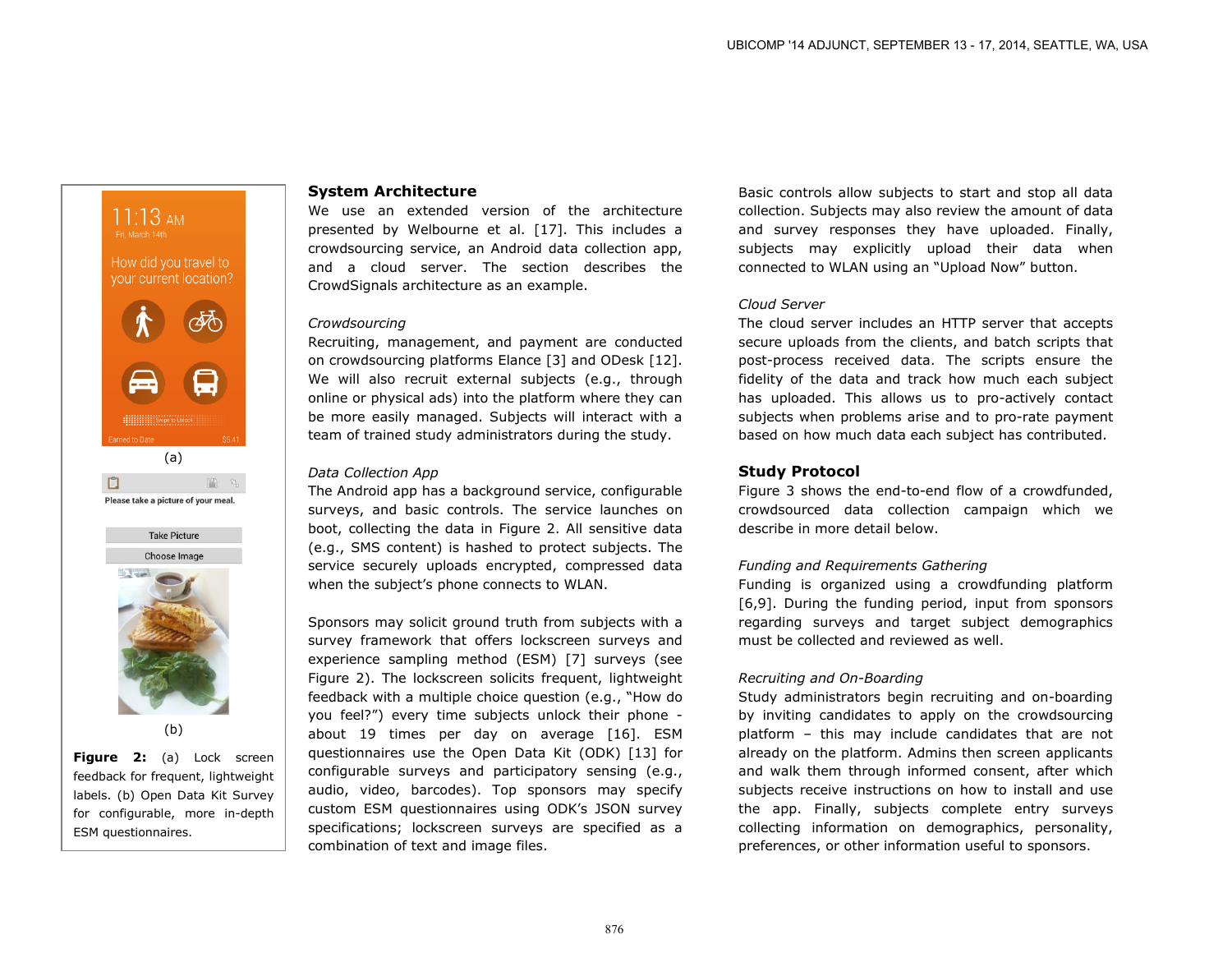Figure 2: (a) Lock screen feedback for frequent, lightweight labels. (b) Open Data Kit Survey for configurable, more in-depth ESM questionnaires.

## System Architecture

We use an extended version of the architecture presented by Welbourne et al. [17]. This includes a crowdsourcing service, an Android data collection app, and a cloud server. The section describes the CrowdSignals architecture as an example.

### *Crowdsourcing*

Recruiting, management, and payment are conducted on crowdsourcing platforms Elance [3] and ODesk [12]. We will also recruit external subjects (e.g., through online or physical ads) into the platform where they can be more easily managed. Subjects will interact with a team of trained study administrators during the study.

### *Data Collection App*

The Android app has a background service, configurable surveys, and basic controls. The service launches on boot, collecting the data in Figure 2. All sensitive data (e.g., SMS content) is hashed to protect subjects. The service securely uploads encrypted, compressed data when the subject's phone connects to WLAN.

Sponsors may solicit ground truth from subjects with a survey framework that offers lockscreen surveys and experience sampling method (ESM) [7] surveys (see Figure 2). The lockscreen solicits frequent, lightweight feedback with a multiple choice question (e.g., "How do you feel?") every time subjects unlock their phone - about 19 times per day on average [16]. ESM questionnaires use the Open Data Kit (ODK) [13] for configurable surveys and participatory sensing (e.g., audio, video, barcodes). Top sponsors may specify custom ESM questionnaires using ODK's JSON survey specifications; lockscreen surveys are specified as a combination of text and image files.

Basic controls allow subjects to start and stop all data collection. Subjects may also review the amount of data and survey responses they have uploaded. Finally, subjects may explicitly upload their data when connected to WLAN using an "Upload Now" button.

### *Cloud Server*

The cloud server includes an HTTP server that accepts secure uploads from the clients, and batch scripts that post-process received data. The scripts ensure the fidelity of the data and track how much each subject has uploaded. This allows us to pro-actively contact subjects when problems arise and to pro-rate payment based on how much data each subject has contributed.

## Study Protocol

Figure 3 shows the end-to-end flow of a crowdfunded, crowdsourced data collection campaign which we describe in more detail below.

### *Funding and Requirements Gathering*

Funding is organized using a crowdfunding platform [6,9]. During the funding period, input from sponsors regarding surveys and target subject demographics must be collected and reviewed as well.

### *Recruiting and On-Boarding*

Study administrators begin recruiting and on-boarding by inviting candidates to apply on the crowdsourcing platform – this may include candidates that are not already on the platform. Admins then screen applicants and walk them through informed consent, after which subjects receive instructions on how to install and use the app. Finally, subjects complete entry surveys collecting information on demographics, personality, preferences, or other information useful to sponsors.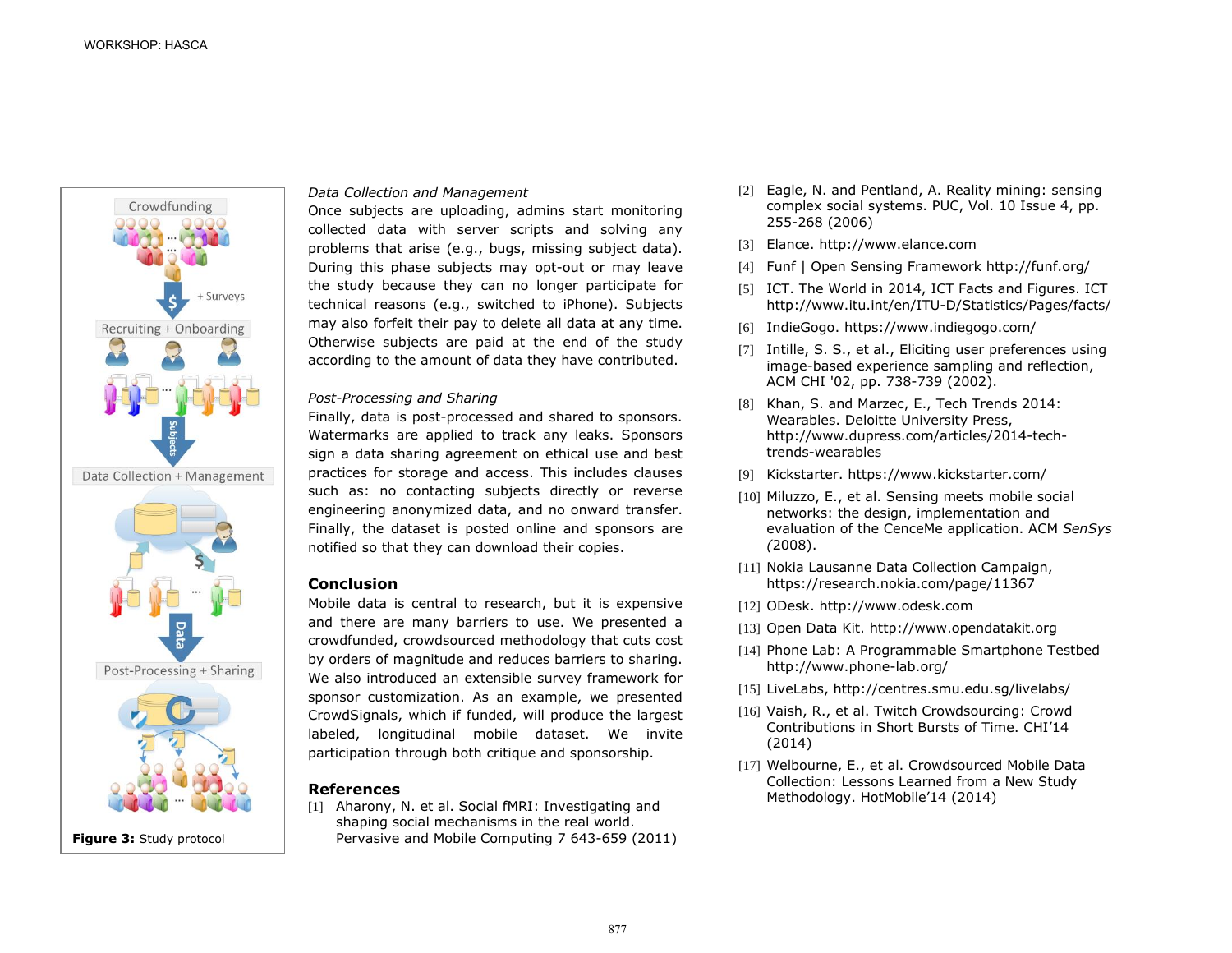Crowdfunding

+ Surveys

Recruiting + Onboarding

Subjects

Data Collection + Management

Data

Post-Processing + Sharing

**Figure 3:** Study protocol

*Data Collection and Management*

Once subjects are uploading, admins start monitoring collected data with server scripts and solving any problems that arise (e.g., bugs, missing subject data). During this phase subjects may opt-out or may leave the study because they can no longer participate for technical reasons (e.g., switched to iPhone). Subjects may also forfeit their pay to delete all data at any time. Otherwise subjects are paid at the end of the study according to the amount of data they have contributed.

*Post-Processing and Sharing*

Finally, data is post-processed and shared to sponsors. Watermarks are applied to track any leaks. Sponsors sign a data sharing agreement on ethical use and best practices for storage and access. This includes clauses such as: no contacting subjects directly or reverse engineering anonymized data, and no onward transfer. Finally, the dataset is posted online and sponsors are notified so that they can download their copies.

## Conclusion

Mobile data is central to research, but it is expensive and there are many barriers to use. We presented a crowdfunded, crowdsourced methodology that cuts cost by orders of magnitude and reduces barriers to sharing. We also introduced an extensible survey framework for sponsor customization. As an example, we presented CrowdSignals, which if funded, will produce the largest labeled, longitudinal mobile dataset. We invite participation through both critique and sponsorship.

## References

[1] Aharony, N. et al. Social fMRI: Investigating and shaping social mechanisms in the real world. Pervasive and Mobile Computing 7 643-659 (2011)

[2] Eagle, N. and Pentland, A. Reality mining: sensing complex social systems. PUC, Vol. 10 Issue 4, pp. 255-268 (2006)

[3] Elance. http://www.elance.com

[4] Funf | Open Sensing Framework http://funf.org/

[5] ICT. The World in 2014, ICT Facts and Figures. ICT http://www.itu.int/en/ITU-D/Statistics/Pages/facts/

[6] IndieGogo. https://www.indiegogo.com/

[7] Intille, S. S., et al., Eliciting user preferences using image-based experience sampling and reflection, ACM CHI '02, pp. 738-739 (2002).

[8] Khan, S. and Marzec, E., Tech Trends 2014: Wearables. Deloitte University Press, http://www.dupress.com/articles/2014-tech-trends-wearables

[9] Kickstarter. https://www.kickstarter.com/

[10] Miluzzo, E., et al. Sensing meets mobile social networks: the design, implementation and evaluation of the CenceMe application. ACM *SenSys (*2008).

[11] Nokia Lausanne Data Collection Campaign, https://research.nokia.com/page/11367

[12] ODesk. http://www.odesk.com

[13] Open Data Kit. http://www.opendatakit.org

[14] Phone Lab: A Programmable Smartphone Testbed http://www.phone-lab.org/

[15] LiveLabs, http://centres.smu.edu.sg/livelabs/

[16] Vaish, R., et al. Twitch Crowdsourcing: Crowd Contributions in Short Bursts of Time. CHI'14 (2014)

[17] Welbourne, E., et al. Crowdsourced Mobile Data Collection: Lessons Learned from a New Study Methodology. HotMobile'14 (2014)